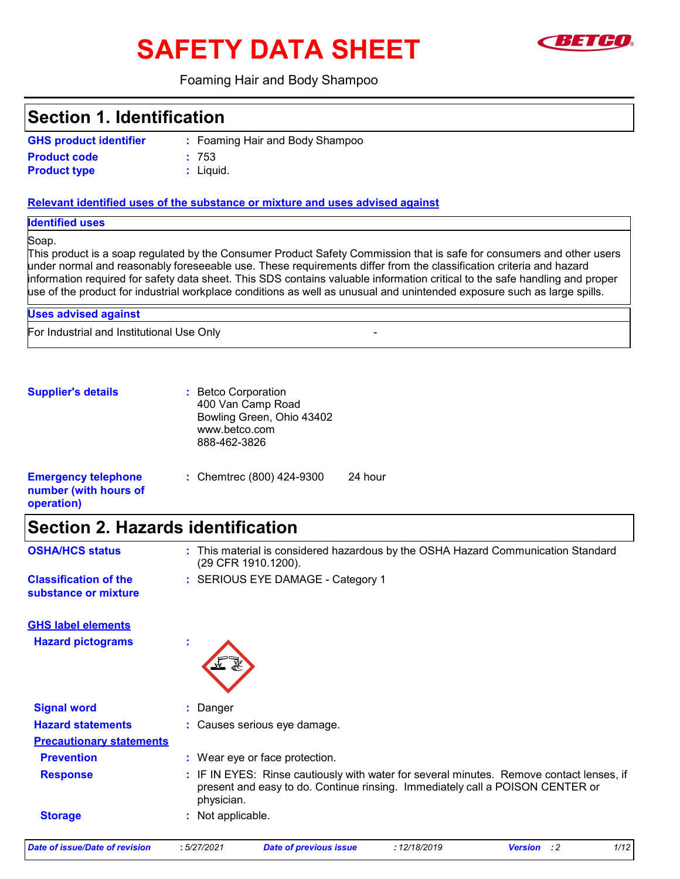# SAFETY DATA SHEET

Foaming Hair and Body Shampoo

## Section 1. Identification

**GHS product identifier** : Foaming Hair and Body Shampoo

**Product code** : 753

**Product type** : Liquid.

**Relevant identified uses of the substance or mixture and uses advised against**

| Identified uses |
|---|
| Soap.<br>This product is a soap regulated by the Consumer Product Safety Commission that is safe for consumers and other users under normal and reasonably foreseeable use. These requirements differ from the classification criteria and hazard information required for safety data sheet. This SDS contains valuable information critical to the safe handling and proper use of the product for industrial workplace conditions as well as unusual and unintended exposure such as large spills. |

| Uses advised against | |
|---|---|
| For Industrial and Institutional Use Only | - |

**Supplier's details** : Betco Corporation
400 Van Camp Road
Bowling Green, Ohio 43402
www.betco.com
888-462-3826

**Emergency telephone number (with hours of operation)** : Chemtrec (800) 424-9300 24 hour

## Section 2. Hazards identification

**OSHA/HCS status** : This material is considered hazardous by the OSHA Hazard Communication Standard (29 CFR 1910.1200).

**Classification of the substance or mixture** : SERIOUS EYE DAMAGE - Category 1

**GHS label elements**

**Hazard pictograms** :

**Signal word** : Danger

**Hazard statements** : Causes serious eye damage.

**Precautionary statements**

**Prevention** : Wear eye or face protection.

**Response** : IF IN EYES: Rinse cautiously with water for several minutes. Remove contact lenses, if present and easy to do. Continue rinsing. Immediately call a POISON CENTER or physician.

**Storage** : Not applicable.

*Date of issue/Date of revision* : 5/27/2021 *Date of previous issue* : 12/18/2019 *Version* : 2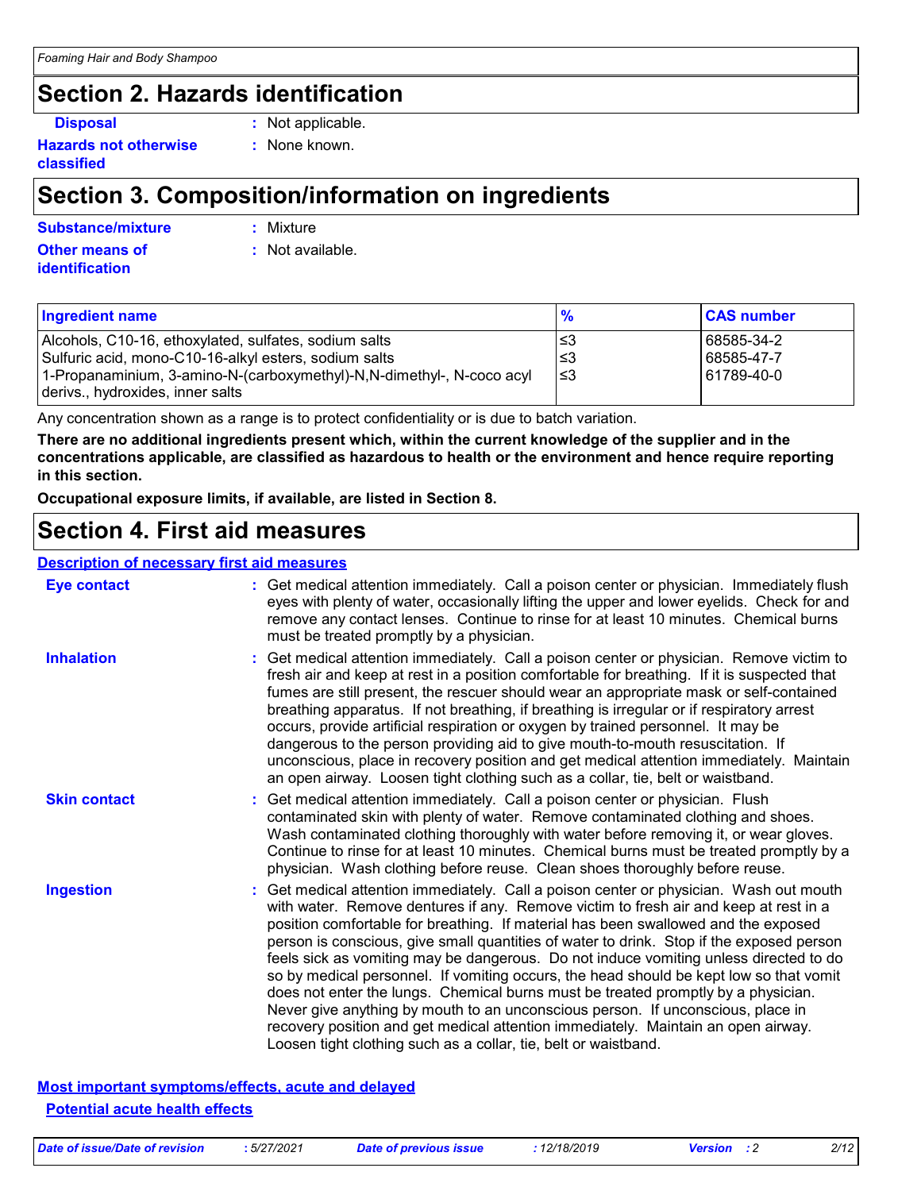## Section 2. Hazards identification

**Disposal** : Not applicable.

**Hazards not otherwise classified** : None known.

## Section 3. Composition/information on ingredients

**Substance/mixture** : Mixture

**Other means of identification** : Not available.

| Ingredient name | % | CAS number |
|---|---|---|
| Alcohols, C10-16, ethoxylated, sulfates, sodium salts | ≤3 | 68585-34-2 |
| Sulfuric acid, mono-C10-16-alkyl esters, sodium salts | ≤3 | 68585-47-7 |
| 1-Propanaminium, 3-amino-N-(carboxymethyl)-N,N-dimethyl-, N-coco acyl derivs., hydroxides, inner salts | ≤3 | 61789-40-0 |

Any concentration shown as a range is to protect confidentiality or is due to batch variation.

**There are no additional ingredients present which, within the current knowledge of the supplier and in the concentrations applicable, are classified as hazardous to health or the environment and hence require reporting in this section.**

**Occupational exposure limits, if available, are listed in Section 8.**

## Section 4. First aid measures

### Description of necessary first aid measures

**Eye contact** : Get medical attention immediately. Call a poison center or physician. Immediately flush eyes with plenty of water, occasionally lifting the upper and lower eyelids. Check for and remove any contact lenses. Continue to rinse for at least 10 minutes. Chemical burns must be treated promptly by a physician.

**Inhalation** : Get medical attention immediately. Call a poison center or physician. Remove victim to fresh air and keep at rest in a position comfortable for breathing. If it is suspected that fumes are still present, the rescuer should wear an appropriate mask or self-contained breathing apparatus. If not breathing, if breathing is irregular or if respiratory arrest occurs, provide artificial respiration or oxygen by trained personnel. It may be dangerous to the person providing aid to give mouth-to-mouth resuscitation. If unconscious, place in recovery position and get medical attention immediately. Maintain an open airway. Loosen tight clothing such as a collar, tie, belt or waistband.

**Skin contact** : Get medical attention immediately. Call a poison center or physician. Flush contaminated skin with plenty of water. Remove contaminated clothing and shoes. Wash contaminated clothing thoroughly with water before removing it, or wear gloves. Continue to rinse for at least 10 minutes. Chemical burns must be treated promptly by a physician. Wash clothing before reuse. Clean shoes thoroughly before reuse.

**Ingestion** : Get medical attention immediately. Call a poison center or physician. Wash out mouth with water. Remove dentures if any. Remove victim to fresh air and keep at rest in a position comfortable for breathing. If material has been swallowed and the exposed person is conscious, give small quantities of water to drink. Stop if the exposed person feels sick as vomiting may be dangerous. Do not induce vomiting unless directed to do so by medical personnel. If vomiting occurs, the head should be kept low so that vomit does not enter the lungs. Chemical burns must be treated promptly by a physician. Never give anything by mouth to an unconscious person. If unconscious, place in recovery position and get medical attention immediately. Maintain an open airway. Loosen tight clothing such as a collar, tie, belt or waistband.

### Most important symptoms/effects, acute and delayed

#### Potential acute health effects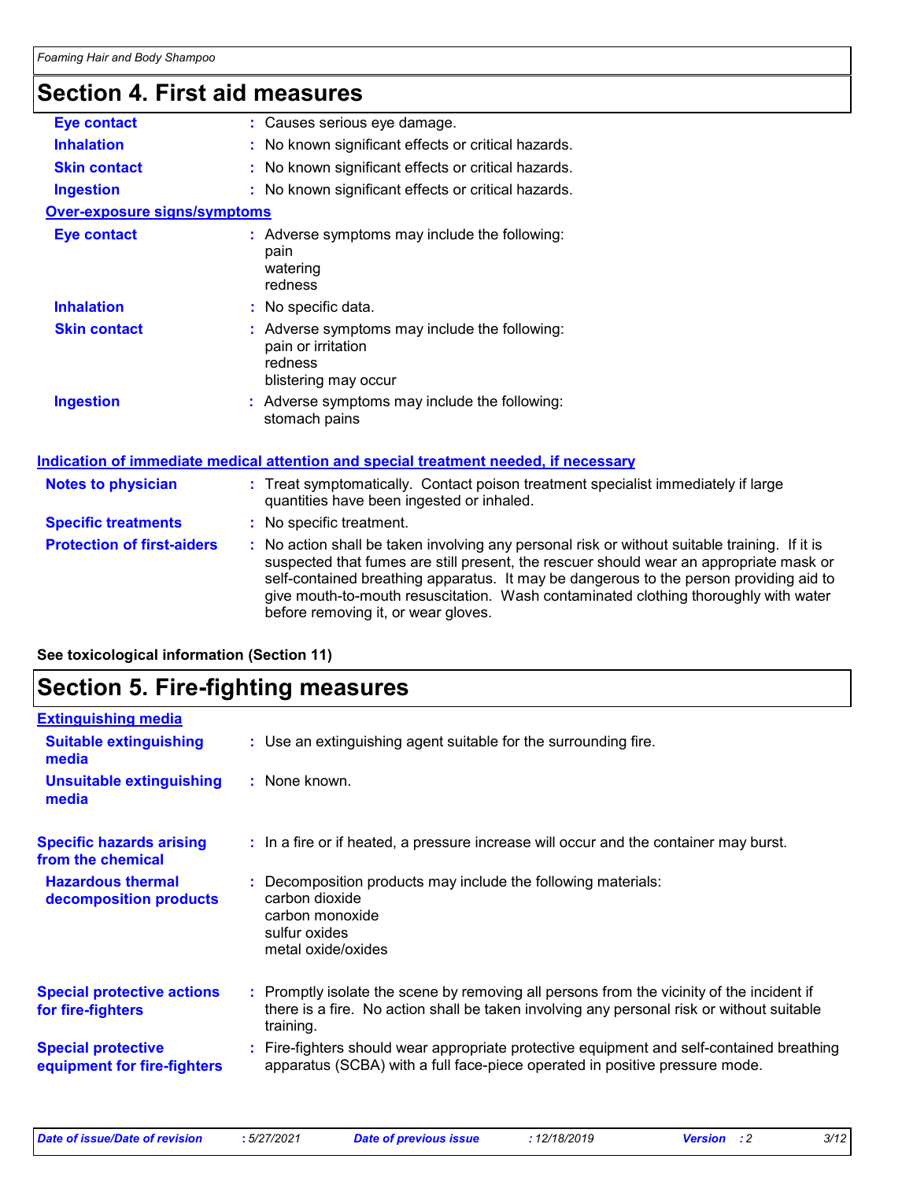# Section 4. First aid measures

| | |
|---|---|
| **Eye contact** | : Causes serious eye damage. |
| **Inhalation** | : No known significant effects or critical hazards. |
| **Skin contact** | : No known significant effects or critical hazards. |
| **Ingestion** | : No known significant effects or critical hazards. |

**Over-exposure signs/symptoms**

| | |
|---|---|
| **Eye contact** | : Adverse symptoms may include the following: pain, watering, redness |
| **Inhalation** | : No specific data. |
| **Skin contact** | : Adverse symptoms may include the following: pain or irritation, redness, blistering may occur |
| **Ingestion** | : Adverse symptoms may include the following: stomach pains |

**Indication of immediate medical attention and special treatment needed, if necessary**

| | |
|---|---|
| **Notes to physician** | : Treat symptomatically. Contact poison treatment specialist immediately if large quantities have been ingested or inhaled. |
| **Specific treatments** | : No specific treatment. |
| **Protection of first-aiders** | : No action shall be taken involving any personal risk or without suitable training. If it is suspected that fumes are still present, the rescuer should wear an appropriate mask or self-contained breathing apparatus. It may be dangerous to the person providing aid to give mouth-to-mouth resuscitation. Wash contaminated clothing thoroughly with water before removing it, or wear gloves. |

**See toxicological information (Section 11)**

# Section 5. Fire-fighting measures

**Extinguishing media**

| | |
|---|---|
| **Suitable extinguishing media** | : Use an extinguishing agent suitable for the surrounding fire. |
| **Unsuitable extinguishing media** | : None known. |
| **Specific hazards arising from the chemical** | : In a fire or if heated, a pressure increase will occur and the container may burst. |
| **Hazardous thermal decomposition products** | : Decomposition products may include the following materials: carbon dioxide, carbon monoxide, sulfur oxides, metal oxide/oxides |
| **Special protective actions for fire-fighters** | : Promptly isolate the scene by removing all persons from the vicinity of the incident if there is a fire. No action shall be taken involving any personal risk or without suitable training. |
| **Special protective equipment for fire-fighters** | : Fire-fighters should wear appropriate protective equipment and self-contained breathing apparatus (SCBA) with a full face-piece operated in positive pressure mode. |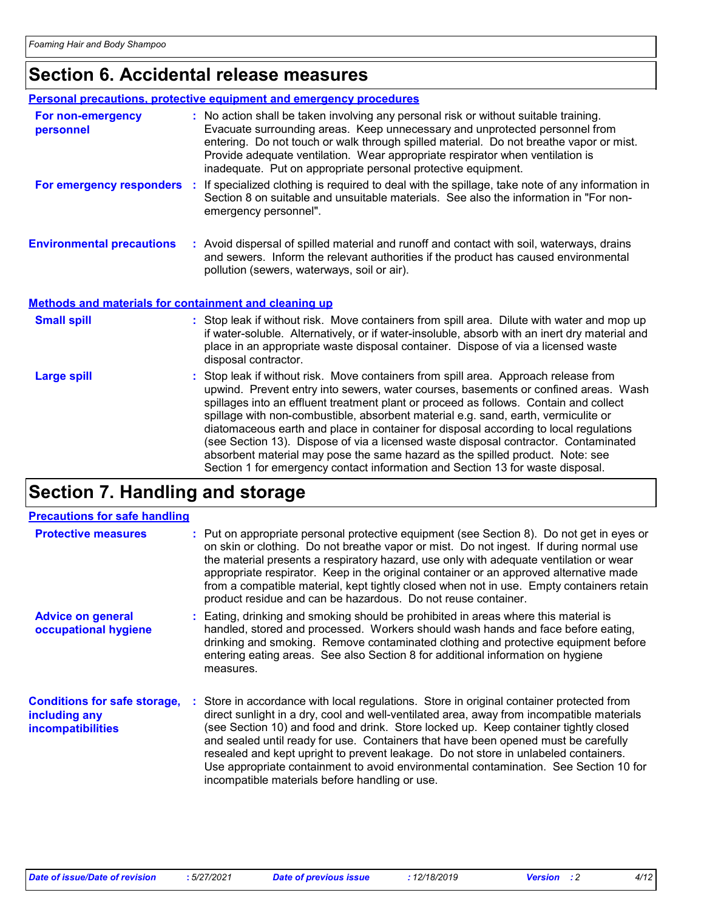# Section 6. Accidental release measures

## Personal precautions, protective equipment and emergency procedures

**For non-emergency personnel** : No action shall be taken involving any personal risk or without suitable training. Evacuate surrounding areas. Keep unnecessary and unprotected personnel from entering. Do not touch or walk through spilled material. Do not breathe vapor or mist. Provide adequate ventilation. Wear appropriate respirator when ventilation is inadequate. Put on appropriate personal protective equipment.

**For emergency responders** : If specialized clothing is required to deal with the spillage, take note of any information in Section 8 on suitable and unsuitable materials. See also the information in "For non-emergency personnel".

**Environmental precautions** : Avoid dispersal of spilled material and runoff and contact with soil, waterways, drains and sewers. Inform the relevant authorities if the product has caused environmental pollution (sewers, waterways, soil or air).

## Methods and materials for containment and cleaning up

**Small spill** : Stop leak if without risk. Move containers from spill area. Dilute with water and mop up if water-soluble. Alternatively, or if water-insoluble, absorb with an inert dry material and place in an appropriate waste disposal container. Dispose of via a licensed waste disposal contractor.

**Large spill** : Stop leak if without risk. Move containers from spill area. Approach release from upwind. Prevent entry into sewers, water courses, basements or confined areas. Wash spillages into an effluent treatment plant or proceed as follows. Contain and collect spillage with non-combustible, absorbent material e.g. sand, earth, vermiculite or diatomaceous earth and place in container for disposal according to local regulations (see Section 13). Dispose of via a licensed waste disposal contractor. Contaminated absorbent material may pose the same hazard as the spilled product. Note: see Section 1 for emergency contact information and Section 13 for waste disposal.

# Section 7. Handling and storage

## Precautions for safe handling

**Protective measures** : Put on appropriate personal protective equipment (see Section 8). Do not get in eyes or on skin or clothing. Do not breathe vapor or mist. Do not ingest. If during normal use the material presents a respiratory hazard, use only with adequate ventilation or wear appropriate respirator. Keep in the original container or an approved alternative made from a compatible material, kept tightly closed when not in use. Empty containers retain product residue and can be hazardous. Do not reuse container.

**Advice on general occupational hygiene** : Eating, drinking and smoking should be prohibited in areas where this material is handled, stored and processed. Workers should wash hands and face before eating, drinking and smoking. Remove contaminated clothing and protective equipment before entering eating areas. See also Section 8 for additional information on hygiene measures.

**Conditions for safe storage, including any incompatibilities** : Store in accordance with local regulations. Store in original container protected from direct sunlight in a dry, cool and well-ventilated area, away from incompatible materials (see Section 10) and food and drink. Store locked up. Keep container tightly closed and sealed until ready for use. Containers that have been opened must be carefully resealed and kept upright to prevent leakage. Do not store in unlabeled containers. Use appropriate containment to avoid environmental contamination. See Section 10 for incompatible materials before handling or use.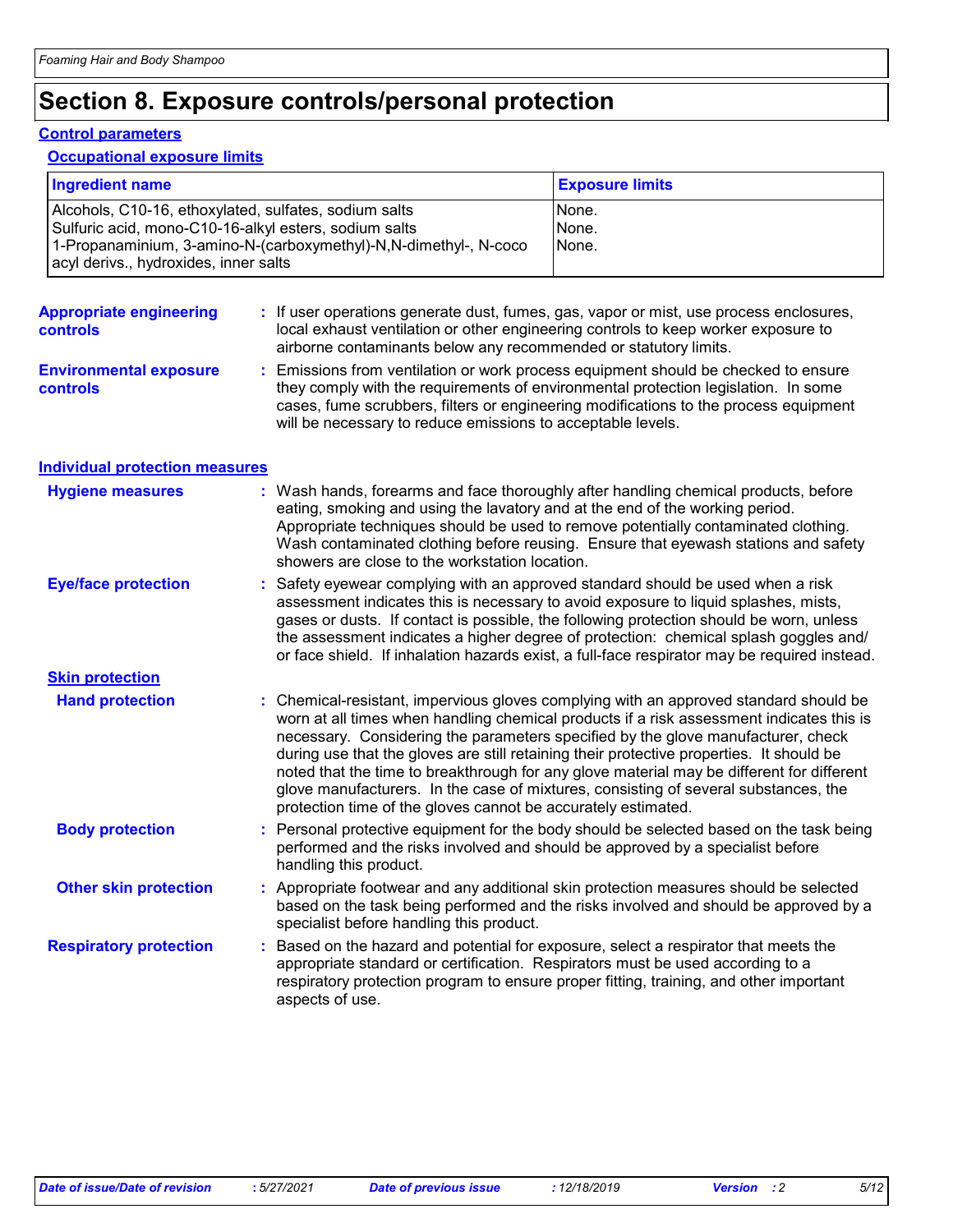# Section 8. Exposure controls/personal protection

## Control parameters

### Occupational exposure limits

| Ingredient name | Exposure limits |
|---|---|
| Alcohols, C10-16, ethoxylated, sulfates, sodium salts | None. |
| Sulfuric acid, mono-C10-16-alkyl esters, sodium salts | None. |
| 1-Propanaminium, 3-amino-N-(carboxymethyl)-N,N-dimethyl-, N-coco acyl derivs., hydroxides, inner salts | None. |

**Appropriate engineering controls** : If user operations generate dust, fumes, gas, vapor or mist, use process enclosures, local exhaust ventilation or other engineering controls to keep worker exposure to airborne contaminants below any recommended or statutory limits.

**Environmental exposure controls** : Emissions from ventilation or work process equipment should be checked to ensure they comply with the requirements of environmental protection legislation. In some cases, fume scrubbers, filters or engineering modifications to the process equipment will be necessary to reduce emissions to acceptable levels.

## Individual protection measures

**Hygiene measures** : Wash hands, forearms and face thoroughly after handling chemical products, before eating, smoking and using the lavatory and at the end of the working period. Appropriate techniques should be used to remove potentially contaminated clothing. Wash contaminated clothing before reusing. Ensure that eyewash stations and safety showers are close to the workstation location.

**Eye/face protection** : Safety eyewear complying with an approved standard should be used when a risk assessment indicates this is necessary to avoid exposure to liquid splashes, mists, gases or dusts. If contact is possible, the following protection should be worn, unless the assessment indicates a higher degree of protection: chemical splash goggles and/ or face shield. If inhalation hazards exist, a full-face respirator may be required instead.

### Skin protection

**Hand protection** : Chemical-resistant, impervious gloves complying with an approved standard should be worn at all times when handling chemical products if a risk assessment indicates this is necessary. Considering the parameters specified by the glove manufacturer, check during use that the gloves are still retaining their protective properties. It should be noted that the time to breakthrough for any glove material may be different for different glove manufacturers. In the case of mixtures, consisting of several substances, the protection time of the gloves cannot be accurately estimated.

**Body protection** : Personal protective equipment for the body should be selected based on the task being performed and the risks involved and should be approved by a specialist before handling this product.

**Other skin protection** : Appropriate footwear and any additional skin protection measures should be selected based on the task being performed and the risks involved and should be approved by a specialist before handling this product.

**Respiratory protection** : Based on the hazard and potential for exposure, select a respirator that meets the appropriate standard or certification. Respirators must be used according to a respiratory protection program to ensure proper fitting, training, and other important aspects of use.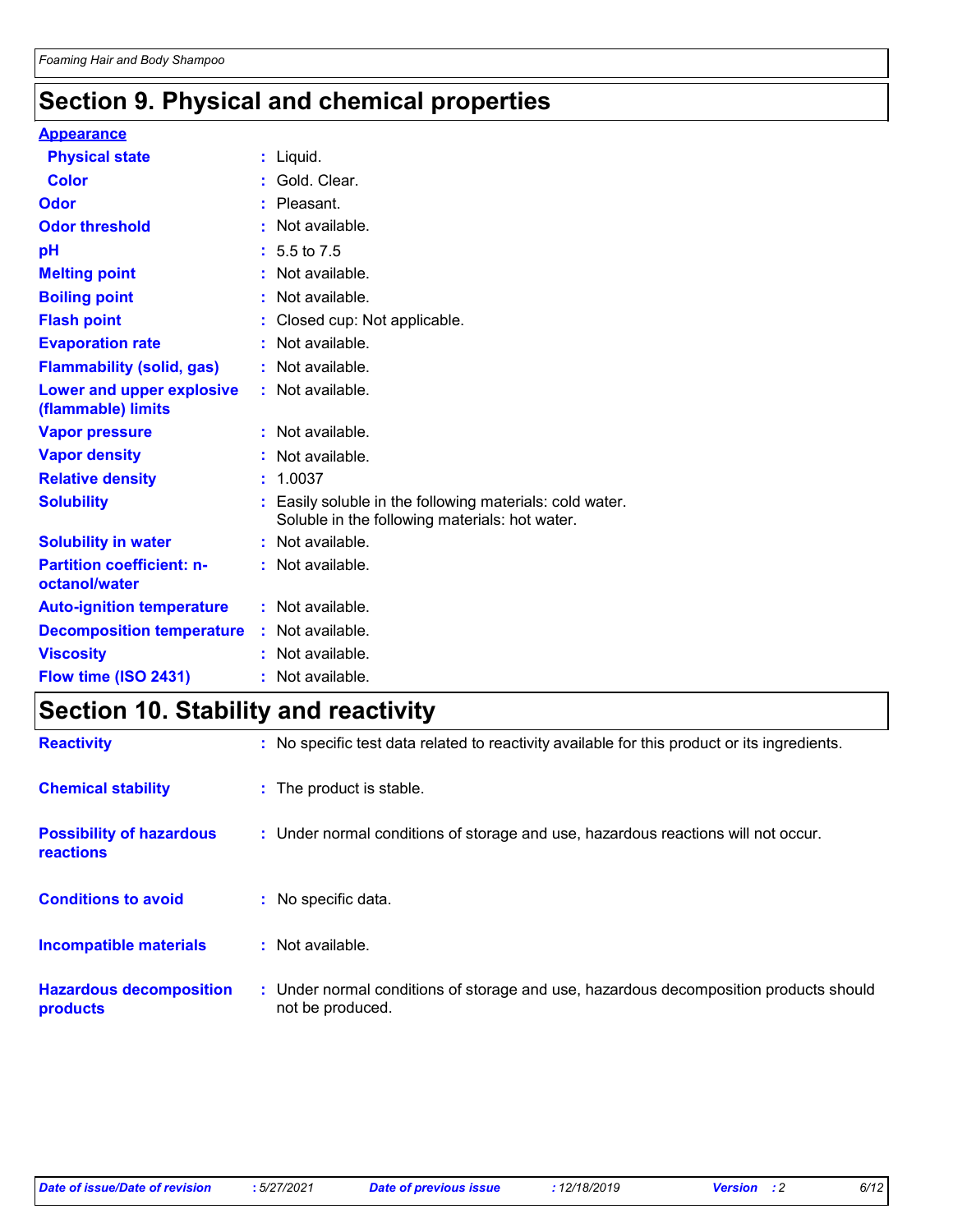# Section 9. Physical and chemical properties

**Appearance**

| Property | Value |
|---|---|
| Physical state | Liquid. |
| Color | Gold. Clear. |
| Odor | Pleasant. |
| Odor threshold | Not available. |
| pH | 5.5 to 7.5 |
| Melting point | Not available. |
| Boiling point | Not available. |
| Flash point | Closed cup: Not applicable. |
| Evaporation rate | Not available. |
| Flammability (solid, gas) | Not available. |
| Lower and upper explosive (flammable) limits | Not available. |
| Vapor pressure | Not available. |
| Vapor density | Not available. |
| Relative density | 1.0037 |
| Solubility | Easily soluble in the following materials: cold water. Soluble in the following materials: hot water. |
| Solubility in water | Not available. |
| Partition coefficient: n-octanol/water | Not available. |
| Auto-ignition temperature | Not available. |
| Decomposition temperature | Not available. |
| Viscosity | Not available. |
| Flow time (ISO 2431) | Not available. |

# Section 10. Stability and reactivity

| Property | Value |
|---|---|
| Reactivity | No specific test data related to reactivity available for this product or its ingredients. |
| Chemical stability | The product is stable. |
| Possibility of hazardous reactions | Under normal conditions of storage and use, hazardous reactions will not occur. |
| Conditions to avoid | No specific data. |
| Incompatible materials | Not available. |
| Hazardous decomposition products | Under normal conditions of storage and use, hazardous decomposition products should not be produced. |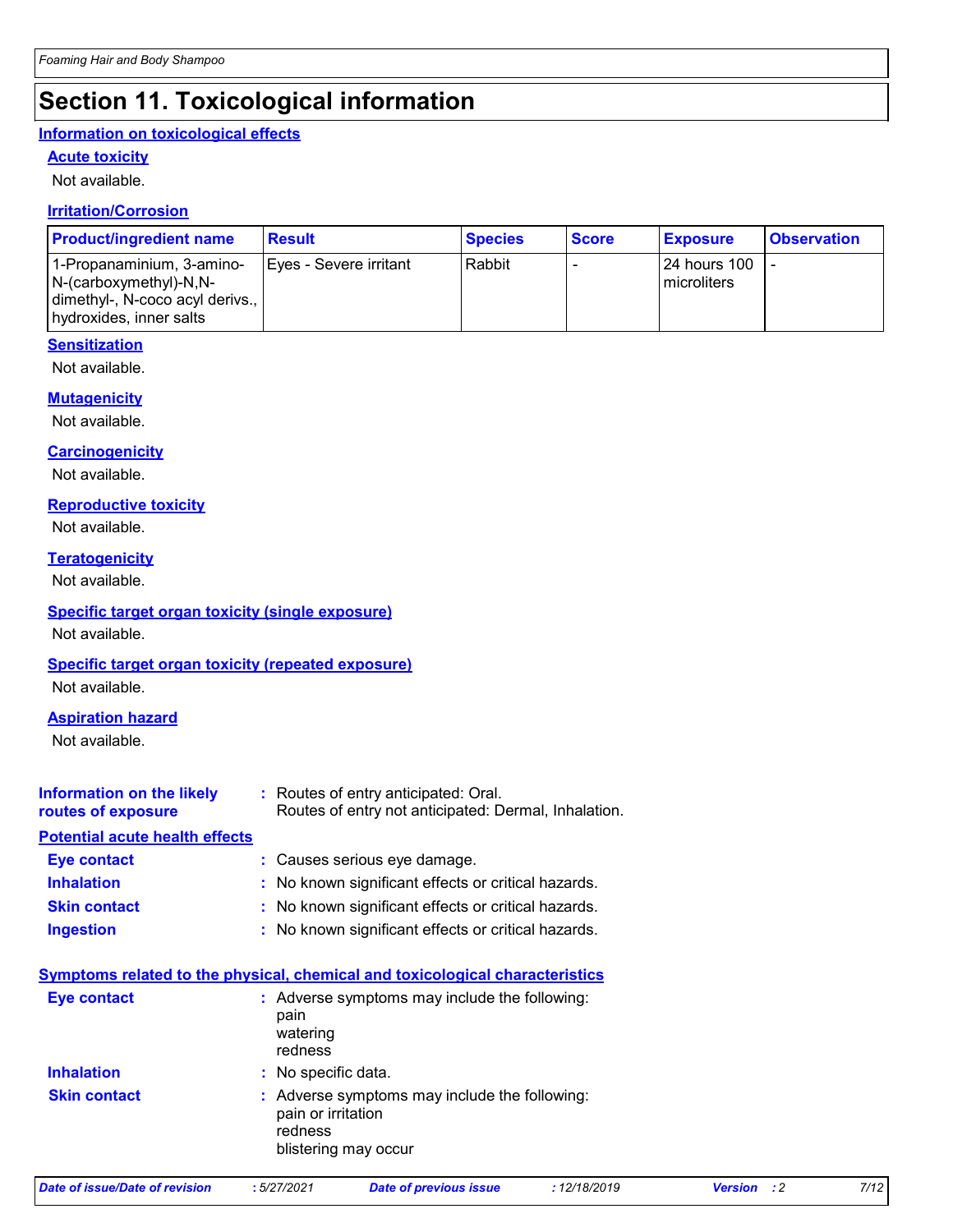# Section 11. Toxicological information

## Information on toxicological effects

### Acute toxicity

Not available.

### Irritation/Corrosion

| Product/ingredient name | Result | Species | Score | Exposure | Observation |
|---|---|---|---|---|---|
| 1-Propanaminium, 3-amino-N-(carboxymethyl)-N,N-dimethyl-, N-coco acyl derivs., hydroxides, inner salts | Eyes - Severe irritant | Rabbit | - | 24 hours 100 microliters | - |

### Sensitization

Not available.

### Mutagenicity

Not available.

### Carcinogenicity

Not available.

### Reproductive toxicity

Not available.

### Teratogenicity

Not available.

### Specific target organ toxicity (single exposure)

Not available.

### Specific target organ toxicity (repeated exposure)

Not available.

### Aspiration hazard

Not available.

**Information on the likely routes of exposure** : Routes of entry anticipated: Oral.
Routes of entry not anticipated: Dermal, Inhalation.

## Potential acute health effects

**Eye contact** : Causes serious eye damage.

**Inhalation** : No known significant effects or critical hazards.

**Skin contact** : No known significant effects or critical hazards.

**Ingestion** : No known significant effects or critical hazards.

## Symptoms related to the physical, chemical and toxicological characteristics

**Eye contact** : Adverse symptoms may include the following:
pain
watering
redness

**Inhalation** : No specific data.

**Skin contact** : Adverse symptoms may include the following:
pain or irritation
redness
blistering may occur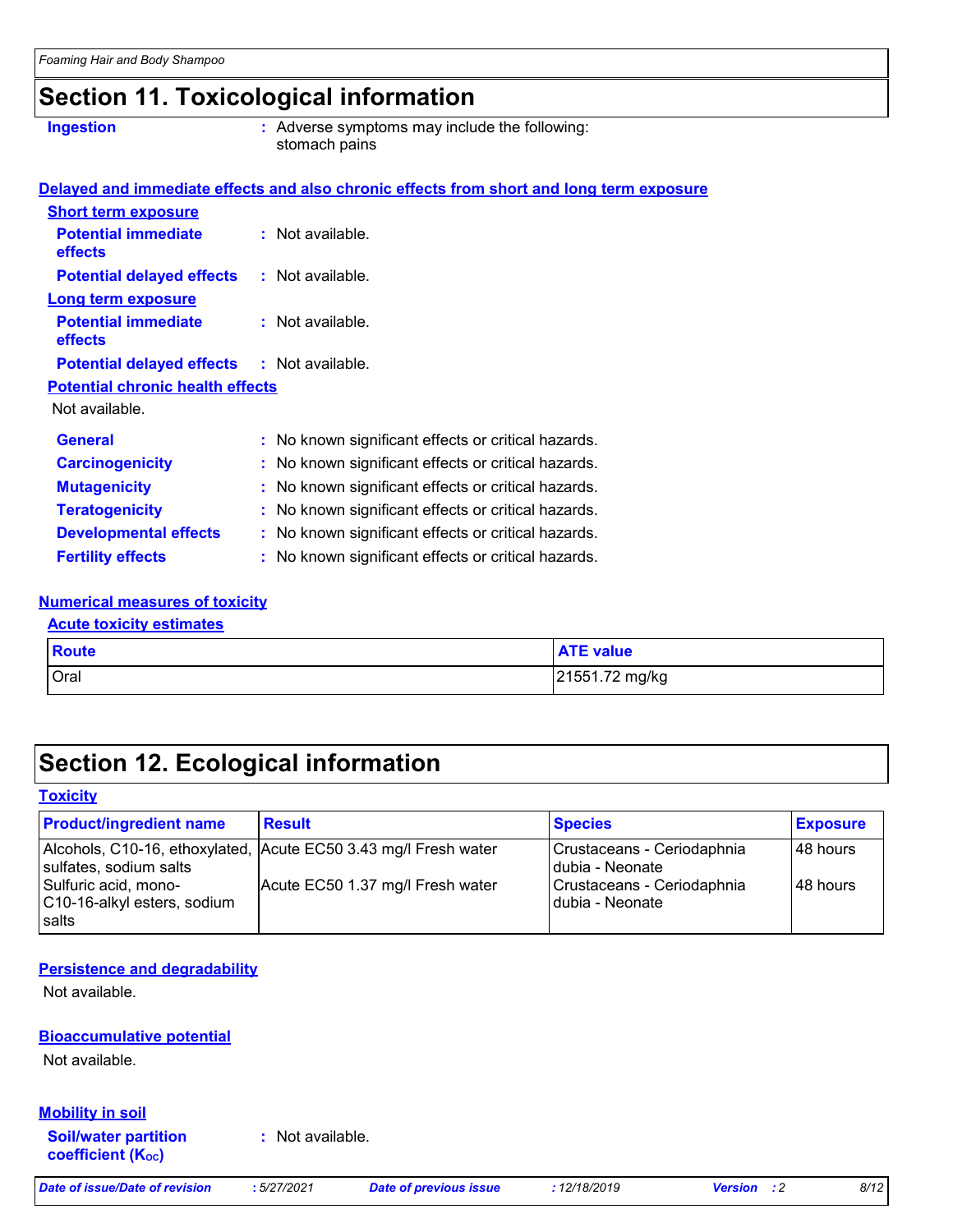# Section 11. Toxicological information

**Ingestion** : Adverse symptoms may include the following:
stomach pains

### Delayed and immediate effects and also chronic effects from short and long term exposure

**Short term exposure**

**Potential immediate effects** : Not available.

**Potential delayed effects** : Not available.

**Long term exposure**

**Potential immediate effects** : Not available.

**Potential delayed effects** : Not available.

**Potential chronic health effects**

Not available.

**General** : No known significant effects or critical hazards.

**Carcinogenicity** : No known significant effects or critical hazards.

**Mutagenicity** : No known significant effects or critical hazards.

**Teratogenicity** : No known significant effects or critical hazards.

**Developmental effects** : No known significant effects or critical hazards.

**Fertility effects** : No known significant effects or critical hazards.

### Numerical measures of toxicity

**Acute toxicity estimates**

| Route | ATE value |
|---|---|
| Oral | 21551.72 mg/kg |

# Section 12. Ecological information

### Toxicity

| Product/ingredient name | Result | Species | Exposure |
|---|---|---|---|
| Alcohols, C10-16, ethoxylated, sulfates, sodium salts | Acute EC50 3.43 mg/l Fresh water | Crustaceans - Ceriodaphnia dubia - Neonate | 48 hours |
| Sulfuric acid, mono-C10-16-alkyl esters, sodium salts | Acute EC50 1.37 mg/l Fresh water | Crustaceans - Ceriodaphnia dubia - Neonate | 48 hours |

### Persistence and degradability

Not available.

### Bioaccumulative potential

Not available.

### Mobility in soil

**Soil/water partition coefficient ($K_{OC}$)** : Not available.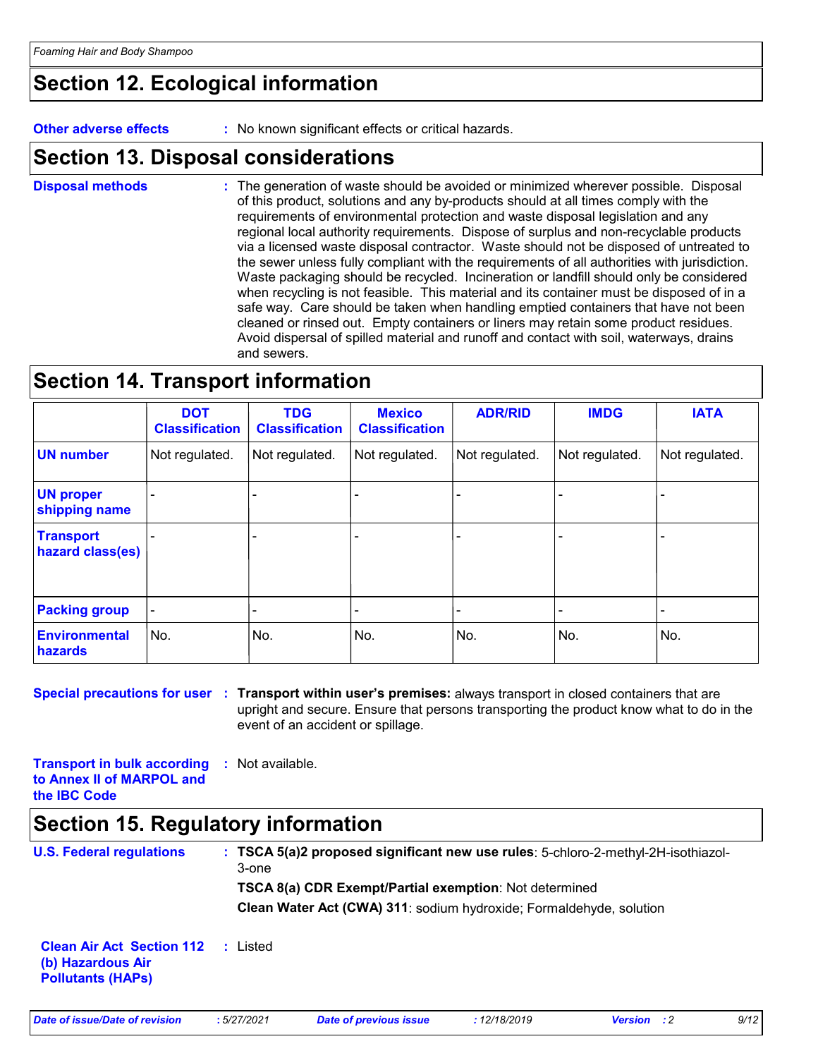## Section 12. Ecological information

**Other adverse effects** : No known significant effects or critical hazards.

## Section 13. Disposal considerations

**Disposal methods** : The generation of waste should be avoided or minimized wherever possible. Disposal of this product, solutions and any by-products should at all times comply with the requirements of environmental protection and waste disposal legislation and any regional local authority requirements. Dispose of surplus and non-recyclable products via a licensed waste disposal contractor. Waste should not be disposed of untreated to the sewer unless fully compliant with the requirements of all authorities with jurisdiction. Waste packaging should be recycled. Incineration or landfill should only be considered when recycling is not feasible. This material and its container must be disposed of in a safe way. Care should be taken when handling emptied containers that have not been cleaned or rinsed out. Empty containers or liners may retain some product residues. Avoid dispersal of spilled material and runoff and contact with soil, waterways, drains and sewers.

## Section 14. Transport information

| | DOT Classification | TDG Classification | Mexico Classification | ADR/RID | IMDG | IATA |
|---|---|---|---|---|---|---|
| **UN number** | Not regulated. | Not regulated. | Not regulated. | Not regulated. | Not regulated. | Not regulated. |
| **UN proper shipping name** | - | - | - | - | - | - |
| **Transport hazard class(es)** | - | - | - | - | - | - |
| **Packing group** | - | - | - | - | - | - |
| **Environmental hazards** | No. | No. | No. | No. | No. | No. |

**Special precautions for user** : **Transport within user's premises:** always transport in closed containers that are upright and secure. Ensure that persons transporting the product know what to do in the event of an accident or spillage.

**Transport in bulk according to Annex II of MARPOL and the IBC Code** : Not available.

## Section 15. Regulatory information

**U.S. Federal regulations** : **TSCA 5(a)2 proposed significant new use rules**: 5-chloro-2-methyl-2H-isothiazol-3-one

**TSCA 8(a) CDR Exempt/Partial exemption**: Not determined

**Clean Water Act (CWA) 311**: sodium hydroxide; Formaldehyde, solution

**Clean Air Act Section 112 (b) Hazardous Air Pollutants (HAPs)** : Listed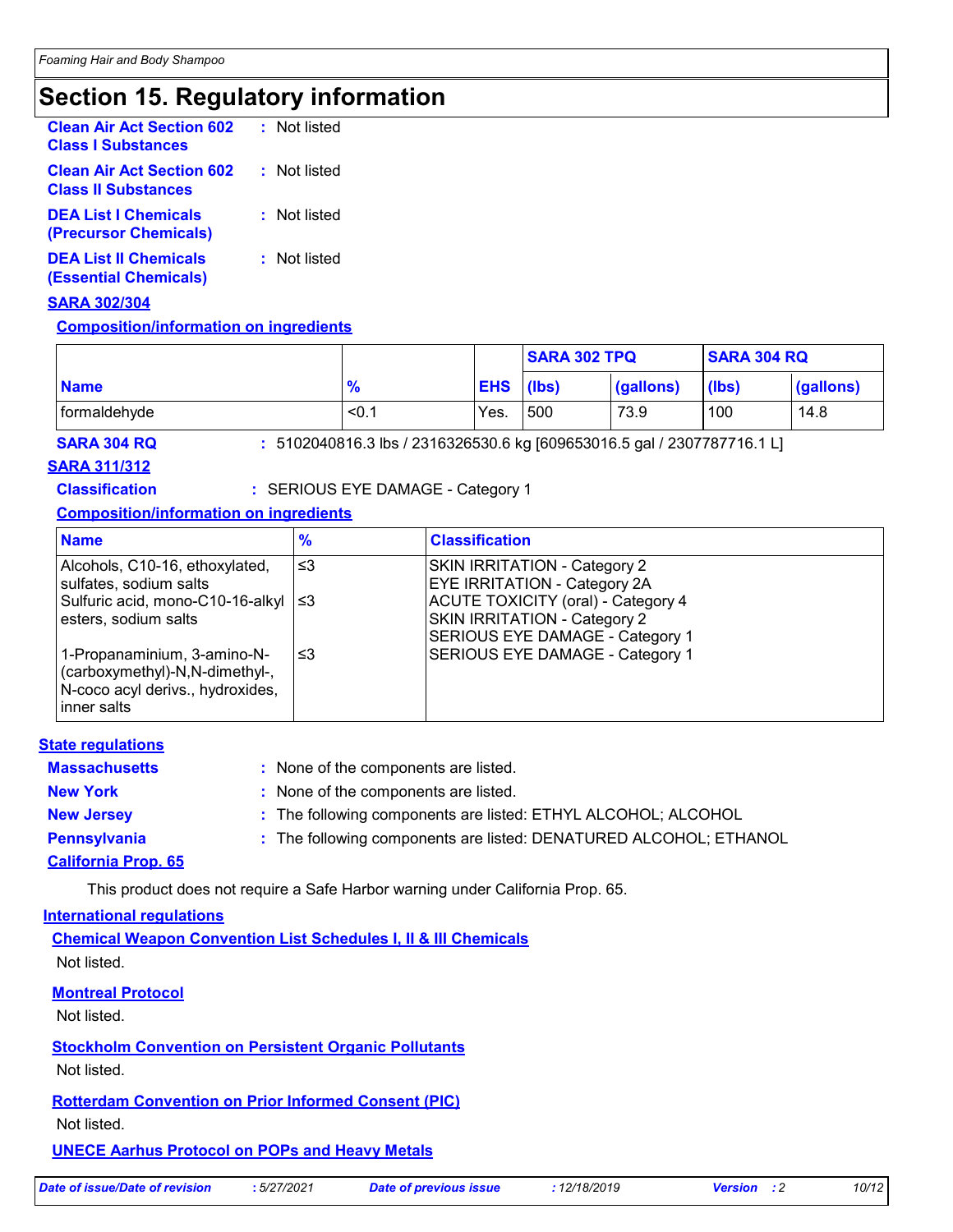# Section 15. Regulatory information

**Clean Air Act Section 602 Class I Substances** : Not listed

**Clean Air Act Section 602 Class II Substances** : Not listed

**DEA List I Chemicals (Precursor Chemicals)** : Not listed

**DEA List II Chemicals (Essential Chemicals)** : Not listed

**SARA 302/304**

**Composition/information on ingredients**

| | | | SARA 302 TPQ | | SARA 304 RQ | |
|---|---|---|---|---|---|---|
| **Name** | **%** | **EHS** | **(lbs)** | **(gallons)** | **(lbs)** | **(gallons)** |
| formaldehyde | <0.1 | Yes. | 500 | 73.9 | 100 | 14.8 |

**SARA 304 RQ** : 5102040816.3 lbs / 2316326530.6 kg [609653016.5 gal / 2307787716.1 L]

**SARA 311/312**

**Classification** : SERIOUS EYE DAMAGE - Category 1

**Composition/information on ingredients**

| Name | % | Classification |
|---|---|---|
| Alcohols, C10-16, ethoxylated, sulfates, sodium salts | ≤3 | SKIN IRRITATION - Category 2<br>EYE IRRITATION - Category 2A |
| Sulfuric acid, mono-C10-16-alkyl esters, sodium salts | ≤3 | ACUTE TOXICITY (oral) - Category 4<br>SKIN IRRITATION - Category 2<br>SERIOUS EYE DAMAGE - Category 1 |
| 1-Propanaminium, 3-amino-N-(carboxymethyl)-N,N-dimethyl-, N-coco acyl derivs., hydroxides, inner salts | ≤3 | SERIOUS EYE DAMAGE - Category 1 |

**State regulations**

**Massachusetts** : None of the components are listed.

**New York** : None of the components are listed.

**New Jersey** : The following components are listed: ETHYL ALCOHOL; ALCOHOL

**Pennsylvania** : The following components are listed: DENATURED ALCOHOL; ETHANOL

**California Prop. 65**

This product does not require a Safe Harbor warning under California Prop. 65.

**International regulations**

**Chemical Weapon Convention List Schedules I, II & III Chemicals**

Not listed.

**Montreal Protocol**

Not listed.

**Stockholm Convention on Persistent Organic Pollutants**

Not listed.

**Rotterdam Convention on Prior Informed Consent (PIC)**

Not listed.

**UNECE Aarhus Protocol on POPs and Heavy Metals**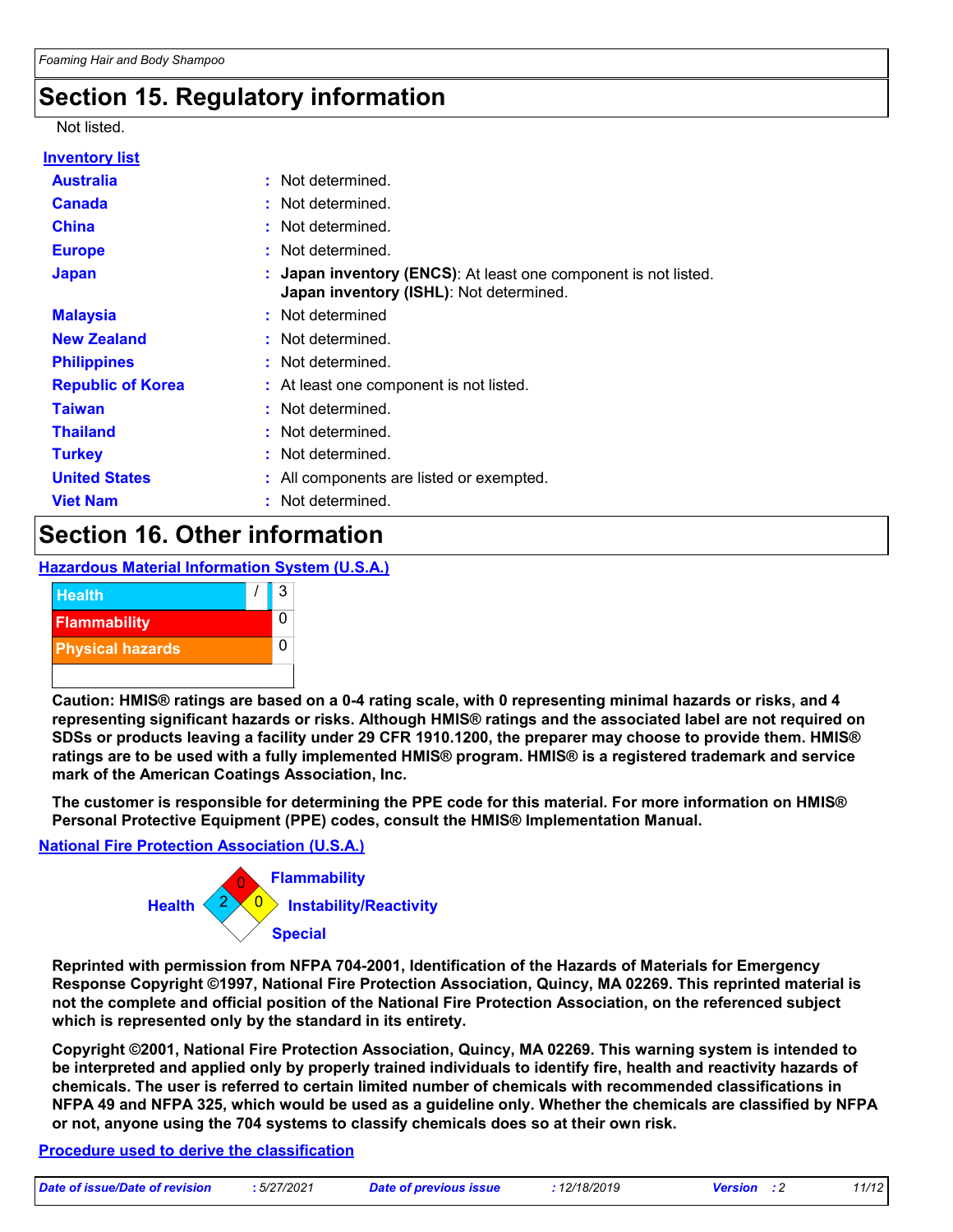# Section 15. Regulatory information

Not listed.

**Inventory list**

| | |
|---|---|
| **Australia** | : Not determined. |
| **Canada** | : Not determined. |
| **China** | : Not determined. |
| **Europe** | : Not determined. |
| **Japan** | : **Japan inventory (ENCS)**: At least one component is not listed.<br>**Japan inventory (ISHL)**: Not determined. |
| **Malaysia** | : Not determined |
| **New Zealand** | : Not determined. |
| **Philippines** | : Not determined. |
| **Republic of Korea** | : At least one component is not listed. |
| **Taiwan** | : Not determined. |
| **Thailand** | : Not determined. |
| **Turkey** | : Not determined. |
| **United States** | : All components are listed or exempted. |
| **Viet Nam** | : Not determined. |

# Section 16. Other information

**Hazardous Material Information System (U.S.A.)**

| | |
|---|---|
| Health | / 3 |
| Flammability | 0 |
| Physical hazards | 0 |

**Caution: HMIS® ratings are based on a 0-4 rating scale, with 0 representing minimal hazards or risks, and 4 representing significant hazards or risks. Although HMIS® ratings and the associated label are not required on SDSs or products leaving a facility under 29 CFR 1910.1200, the preparer may choose to provide them. HMIS® ratings are to be used with a fully implemented HMIS® program. HMIS® is a registered trademark and service mark of the American Coatings Association, Inc.**

**The customer is responsible for determining the PPE code for this material. For more information on HMIS® Personal Protective Equipment (PPE) codes, consult the HMIS® Implementation Manual.**

**National Fire Protection Association (U.S.A.)**

| | |
|---|---|
| Health | 2 |
| Flammability | 0 |
| Instability/Reactivity | 0 |
| Special | |

**Reprinted with permission from NFPA 704-2001, Identification of the Hazards of Materials for Emergency Response Copyright ©1997, National Fire Protection Association, Quincy, MA 02269. This reprinted material is not the complete and official position of the National Fire Protection Association, on the referenced subject which is represented only by the standard in its entirety.**

**Copyright ©2001, National Fire Protection Association, Quincy, MA 02269. This warning system is intended to be interpreted and applied only by properly trained individuals to identify fire, health and reactivity hazards of chemicals. The user is referred to certain limited number of chemicals with recommended classifications in NFPA 49 and NFPA 325, which would be used as a guideline only. Whether the chemicals are classified by NFPA or not, anyone using the 704 systems to classify chemicals does so at their own risk.**

**Procedure used to derive the classification**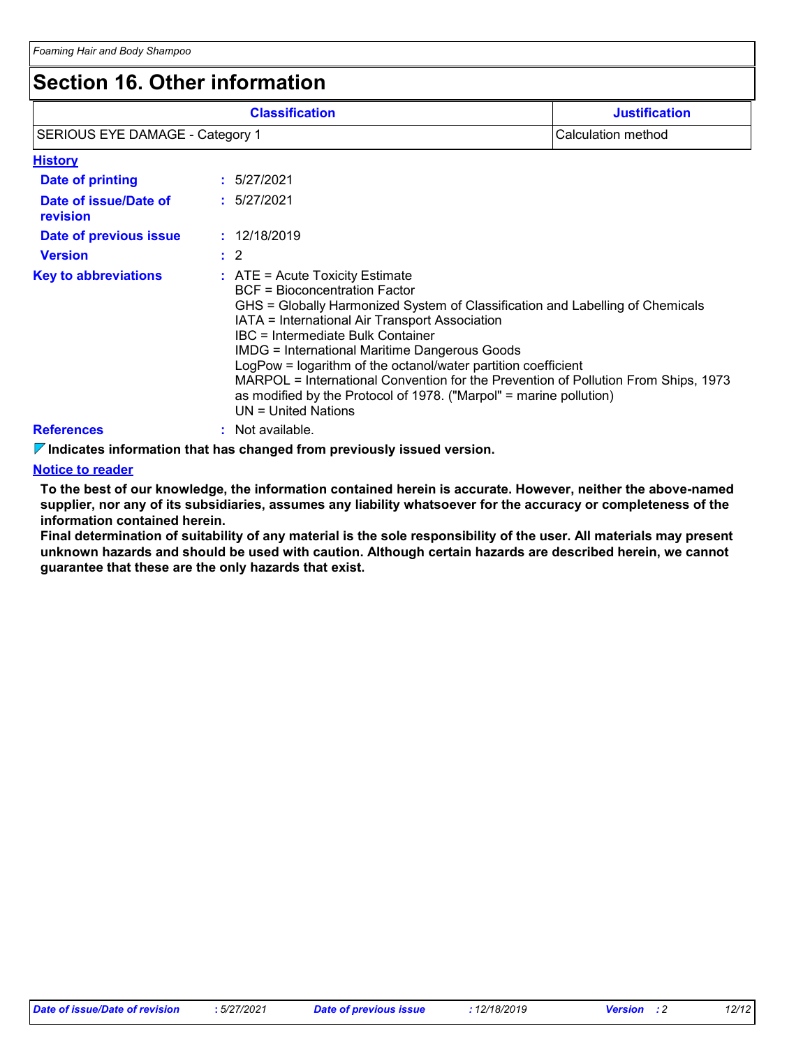## Section 16. Other information

| Classification | Justification |
|---|---|
| SERIOUS EYE DAMAGE - Category 1 | Calculation method |

### History

**Date of printing** : 5/27/2021

**Date of issue/Date of revision** : 5/27/2021

**Date of previous issue** : 12/18/2019

**Version** : 2

**Key to abbreviations** : ATE = Acute Toxicity Estimate
BCF = Bioconcentration Factor
GHS = Globally Harmonized System of Classification and Labelling of Chemicals
IATA = International Air Transport Association
IBC = Intermediate Bulk Container
IMDG = International Maritime Dangerous Goods
LogPow = logarithm of the octanol/water partition coefficient
MARPOL = International Convention for the Prevention of Pollution From Ships, 1973 as modified by the Protocol of 1978. ("Marpol" = marine pollution)
UN = United Nations

**References** : Not available.

**Indicates information that has changed from previously issued version.**

### Notice to reader

**To the best of our knowledge, the information contained herein is accurate. However, neither the above-named supplier, nor any of its subsidiaries, assumes any liability whatsoever for the accuracy or completeness of the information contained herein.**

**Final determination of suitability of any material is the sole responsibility of the user. All materials may present unknown hazards and should be used with caution. Although certain hazards are described herein, we cannot guarantee that these are the only hazards that exist.**